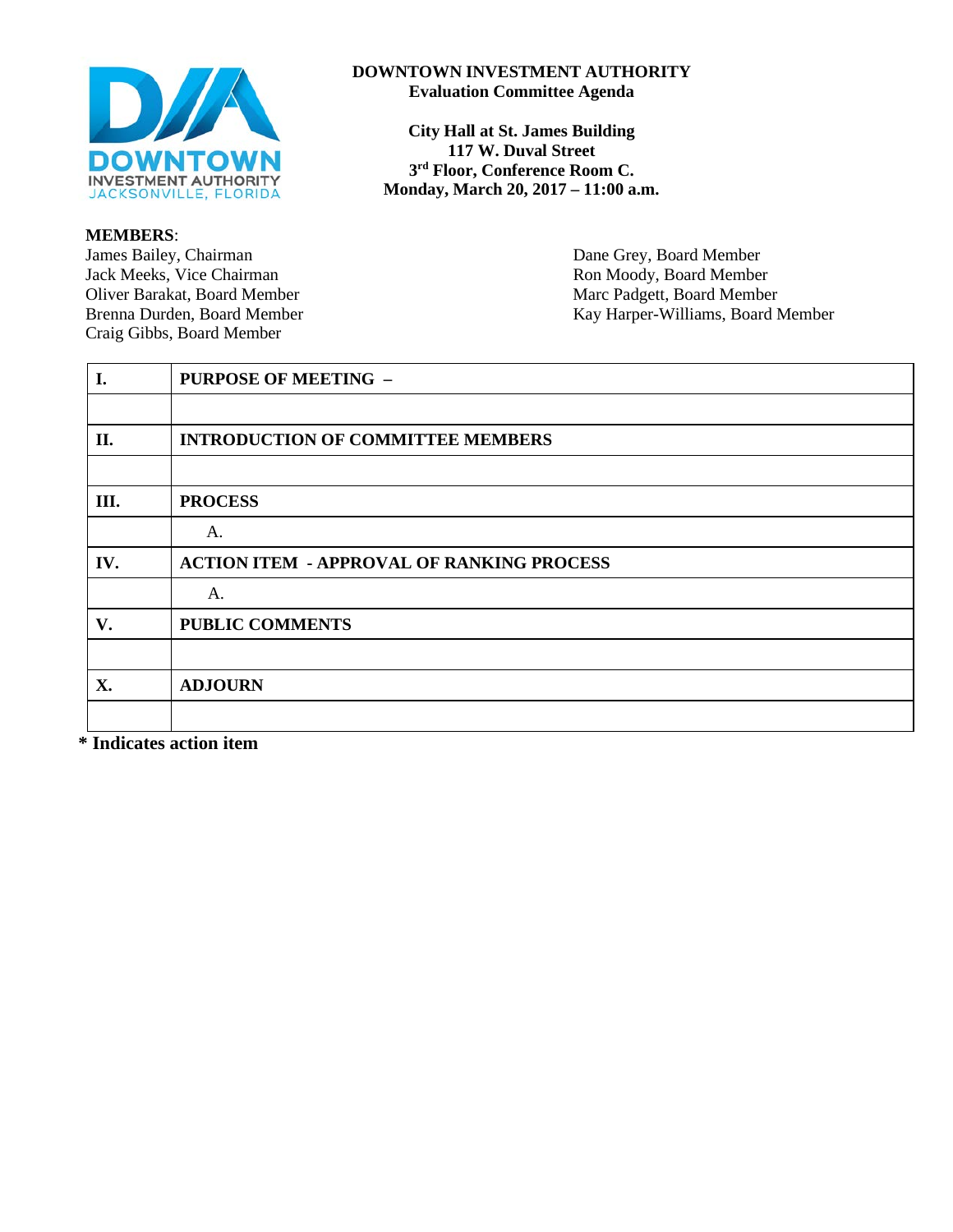**DOWNTOWN INVESTMENT AUTHORITY**
**Evaluation Committee Agenda**

**City Hall at St. James Building**
**117 W. Duval Street**
**3rd Floor, Conference Room C.**
**Monday, March 20, 2017 – 11:00 a.m.**

**MEMBERS**:

James Bailey, Chairman
Jack Meeks, Vice Chairman
Oliver Barakat, Board Member
Brenna Durden, Board Member
Craig Gibbs, Board Member
Dane Grey, Board Member
Ron Moody, Board Member
Marc Padgett, Board Member
Kay Harper-Williams, Board Member

| | |
|---|---|
| **I.** | **PURPOSE OF MEETING –** |
| | |
| **II.** | **INTRODUCTION OF COMMITTEE MEMBERS** |
| | |
| **III.** | **PROCESS** |
| | A. |
| **IV.** | **ACTION ITEM - APPROVAL OF RANKING PROCESS** |
| | A. |
| **V.** | **PUBLIC COMMENTS** |
| | |
| **X.** | **ADJOURN** |
| | |

**\* Indicates action item**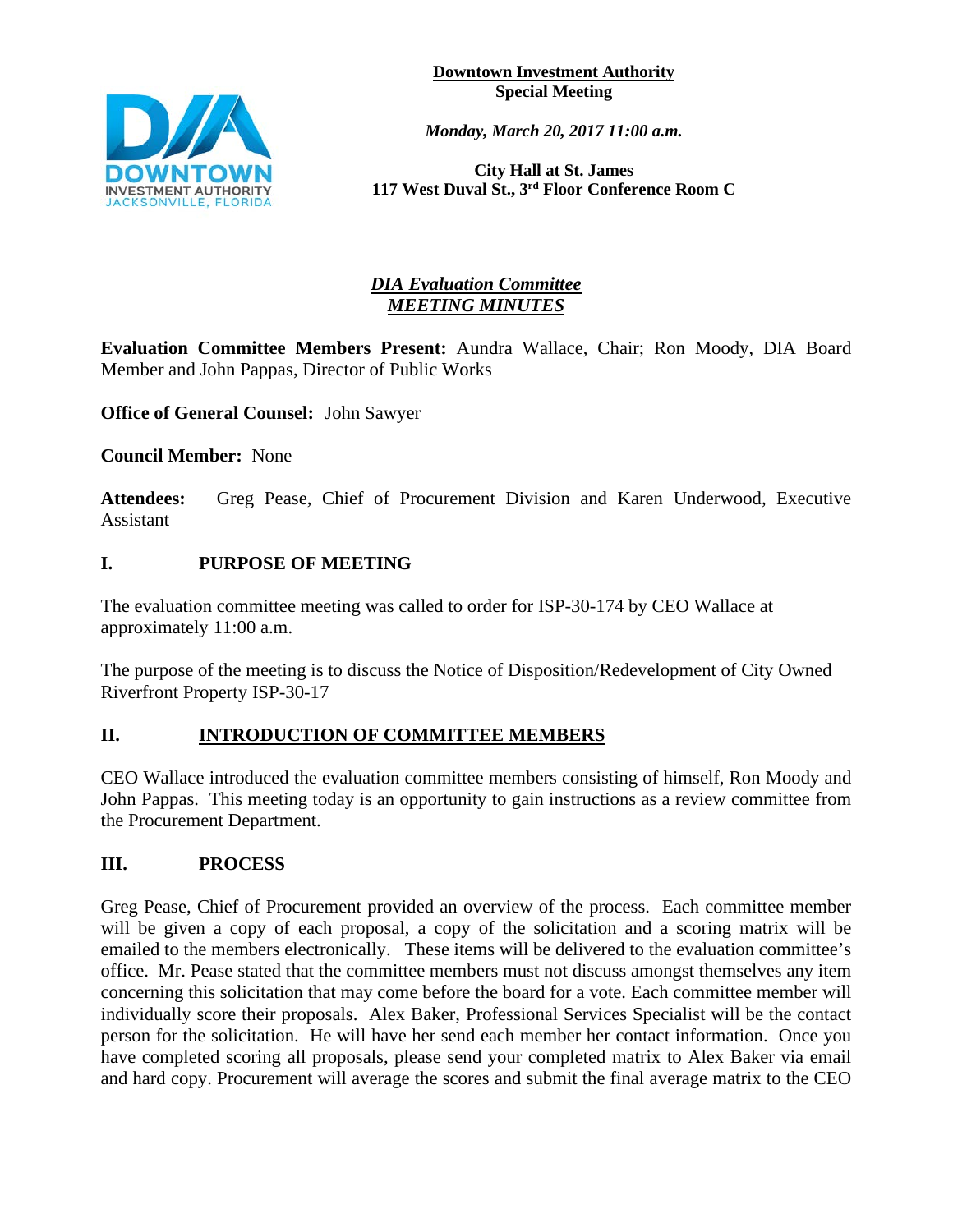**Downtown Investment Authority**
**Special Meeting**

***Monday, March 20, 2017 11:00 a.m.***

**City Hall at St. James**
**117 West Duval St., 3rd Floor Conference Room C**

## ***DIA Evaluation Committee***
## ***MEETING MINUTES***

**Evaluation Committee Members Present:** Aundra Wallace, Chair; Ron Moody, DIA Board Member and John Pappas, Director of Public Works

**Office of General Counsel:** John Sawyer

**Council Member:** None

**Attendees:** Greg Pease, Chief of Procurement Division and Karen Underwood, Executive Assistant

## I. PURPOSE OF MEETING

The evaluation committee meeting was called to order for ISP-30-174 by CEO Wallace at approximately 11:00 a.m.

The purpose of the meeting is to discuss the Notice of Disposition/Redevelopment of City Owned Riverfront Property ISP-30-17

## II. INTRODUCTION OF COMMITTEE MEMBERS

CEO Wallace introduced the evaluation committee members consisting of himself, Ron Moody and John Pappas. This meeting today is an opportunity to gain instructions as a review committee from the Procurement Department.

## III. PROCESS

Greg Pease, Chief of Procurement provided an overview of the process. Each committee member will be given a copy of each proposal, a copy of the solicitation and a scoring matrix will be emailed to the members electronically. These items will be delivered to the evaluation committee's office. Mr. Pease stated that the committee members must not discuss amongst themselves any item concerning this solicitation that may come before the board for a vote. Each committee member will individually score their proposals. Alex Baker, Professional Services Specialist will be the contact person for the solicitation. He will have her send each member her contact information. Once you have completed scoring all proposals, please send your completed matrix to Alex Baker via email and hard copy. Procurement will average the scores and submit the final average matrix to the CEO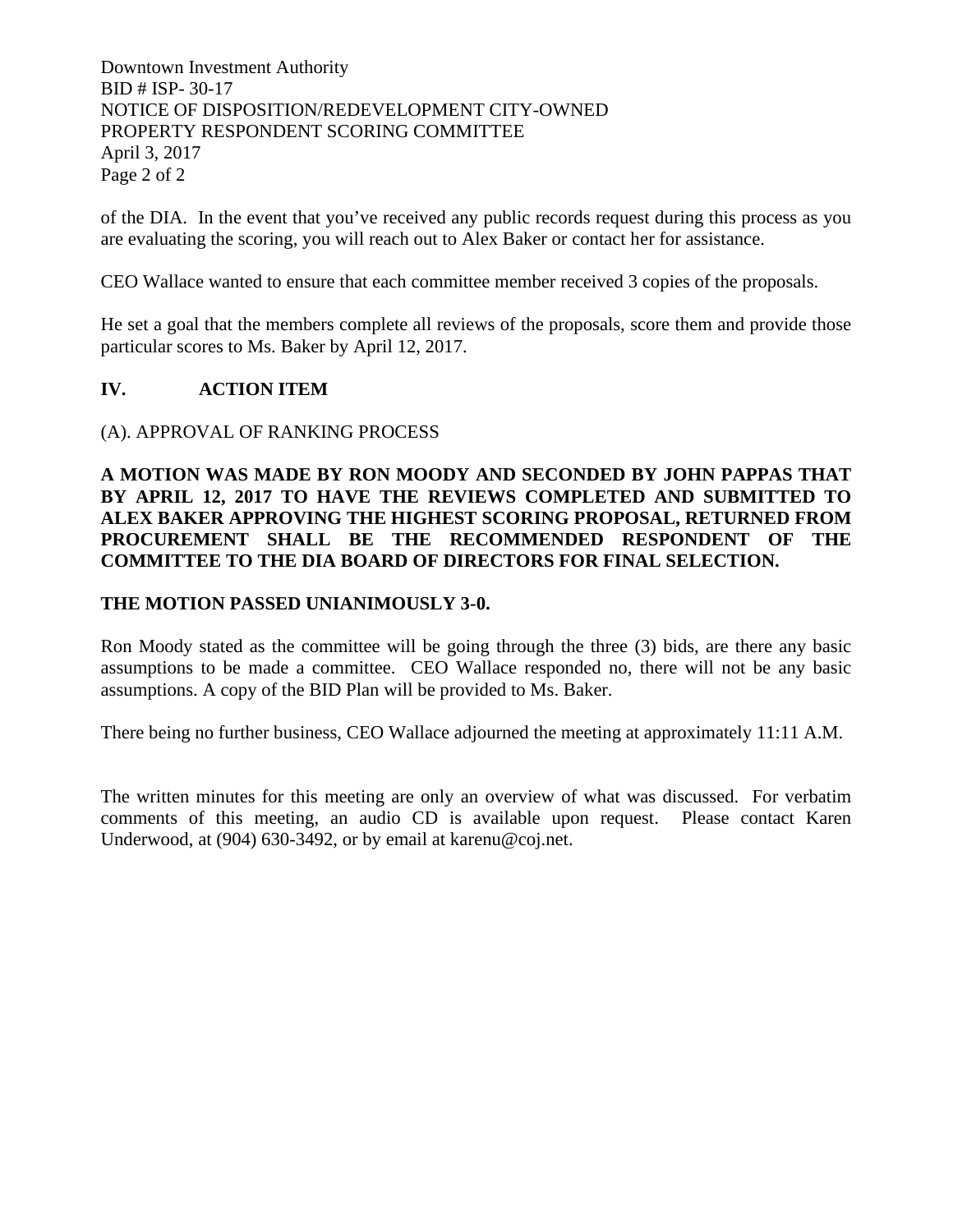of the DIA. In the event that you've received any public records request during this process as you are evaluating the scoring, you will reach out to Alex Baker or contact her for assistance.

CEO Wallace wanted to ensure that each committee member received 3 copies of the proposals.

He set a goal that the members complete all reviews of the proposals, score them and provide those particular scores to Ms. Baker by April 12, 2017.

## IV. ACTION ITEM

(A). APPROVAL OF RANKING PROCESS

**A MOTION WAS MADE BY RON MOODY AND SECONDED BY JOHN PAPPAS THAT BY APRIL 12, 2017 TO HAVE THE REVIEWS COMPLETED AND SUBMITTED TO ALEX BAKER APPROVING THE HIGHEST SCORING PROPOSAL, RETURNED FROM PROCUREMENT SHALL BE THE RECOMMENDED RESPONDENT OF THE COMMITTEE TO THE DIA BOARD OF DIRECTORS FOR FINAL SELECTION.**

**THE MOTION PASSED UNIANIMOUSLY 3-0.**

Ron Moody stated as the committee will be going through the three (3) bids, are there any basic assumptions to be made a committee. CEO Wallace responded no, there will not be any basic assumptions. A copy of the BID Plan will be provided to Ms. Baker.

There being no further business, CEO Wallace adjourned the meeting at approximately 11:11 A.M.

The written minutes for this meeting are only an overview of what was discussed. For verbatim comments of this meeting, an audio CD is available upon request. Please contact Karen Underwood, at (904) 630-3492, or by email at karenu@coj.net.